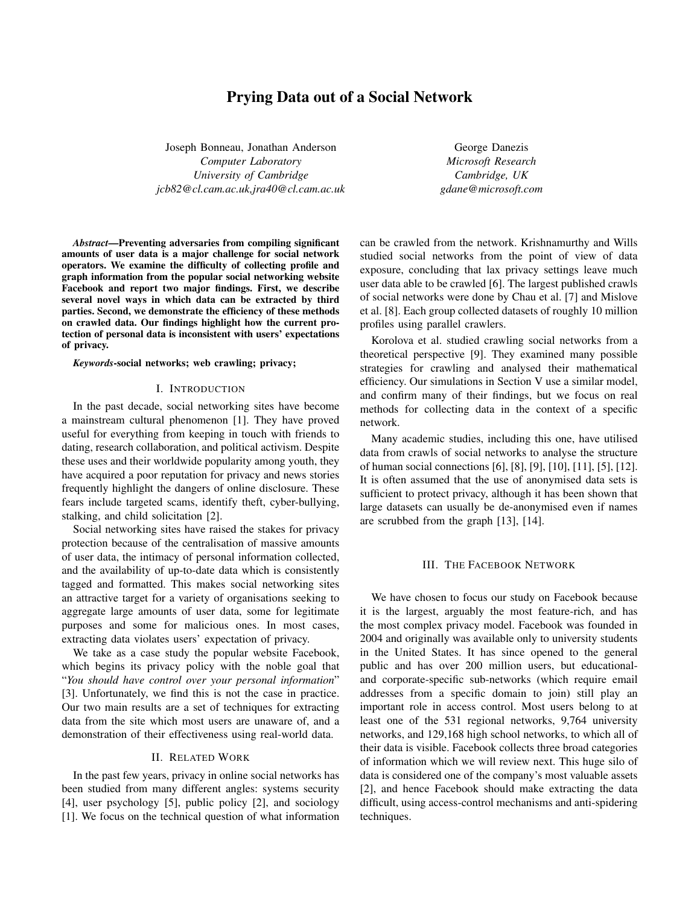# Prying Data out of a Social Network

Joseph Bonneau, Jonathan Anderson
*Computer Laboratory*
*University of Cambridge*
*jcb82@cl.cam.ac.uk,jra40@cl.cam.ac.uk*

George Danezis
*Microsoft Research*
*Cambridge, UK*
*gdane@microsoft.com*

***Abstract*—Preventing adversaries from compiling significant amounts of user data is a major challenge for social network operators. We examine the difficulty of collecting profile and graph information from the popular social networking website Facebook and report two major findings. First, we describe several novel ways in which data can be extracted by third parties. Second, we demonstrate the efficiency of these methods on crawled data. Our findings highlight how the current protection of personal data is inconsistent with users' expectations of privacy.**

***Keywords*-social networks; web crawling; privacy;**

## I. Introduction

In the past decade, social networking sites have become a mainstream cultural phenomenon [1]. They have proved useful for everything from keeping in touch with friends to dating, research collaboration, and political activism. Despite these uses and their worldwide popularity among youth, they have acquired a poor reputation for privacy and news stories frequently highlight the dangers of online disclosure. These fears include targeted scams, identify theft, cyber-bullying, stalking, and child solicitation [2].

Social networking sites have raised the stakes for privacy protection because of the centralisation of massive amounts of user data, the intimacy of personal information collected, and the availability of up-to-date data which is consistently tagged and formatted. This makes social networking sites an attractive target for a variety of organisations seeking to aggregate large amounts of user data, some for legitimate purposes and some for malicious ones. In most cases, extracting data violates users' expectation of privacy.

We take as a case study the popular website Facebook, which begins its privacy policy with the noble goal that "*You should have control over your personal information*" [3]. Unfortunately, we find this is not the case in practice. Our two main results are a set of techniques for extracting data from the site which most users are unaware of, and a demonstration of their effectiveness using real-world data.

## II. Related Work

In the past few years, privacy in online social networks has been studied from many different angles: systems security [4], user psychology [5], public policy [2], and sociology [1]. We focus on the technical question of what information can be crawled from the network. Krishnamurthy and Wills studied social networks from the point of view of data exposure, concluding that lax privacy settings leave much user data able to be crawled [6]. The largest published crawls of social networks were done by Chau et al. [7] and Mislove et al. [8]. Each group collected datasets of roughly 10 million profiles using parallel crawlers.

Korolova et al. studied crawling social networks from a theoretical perspective [9]. They examined many possible strategies for crawling and analysed their mathematical efficiency. Our simulations in Section V use a similar model, and confirm many of their findings, but we focus on real methods for collecting data in the context of a specific network.

Many academic studies, including this one, have utilised data from crawls of social networks to analyse the structure of human social connections [6], [8], [9], [10], [11], [5], [12]. It is often assumed that the use of anonymised data sets is sufficient to protect privacy, although it has been shown that large datasets can usually be de-anonymised even if names are scrubbed from the graph [13], [14].

## III. The Facebook Network

We have chosen to focus our study on Facebook because it is the largest, arguably the most feature-rich, and has the most complex privacy model. Facebook was founded in 2004 and originally was available only to university students in the United States. It has since opened to the general public and has over 200 million users, but educational- and corporate-specific sub-networks (which require email addresses from a specific domain to join) still play an important role in access control. Most users belong to at least one of the 531 regional networks, 9,764 university networks, and 129,168 high school networks, to which all of their data is visible. Facebook collects three broad categories of information which we will review next. This huge silo of data is considered one of the company's most valuable assets [2], and hence Facebook should make extracting the data difficult, using access-control mechanisms and anti-spidering techniques.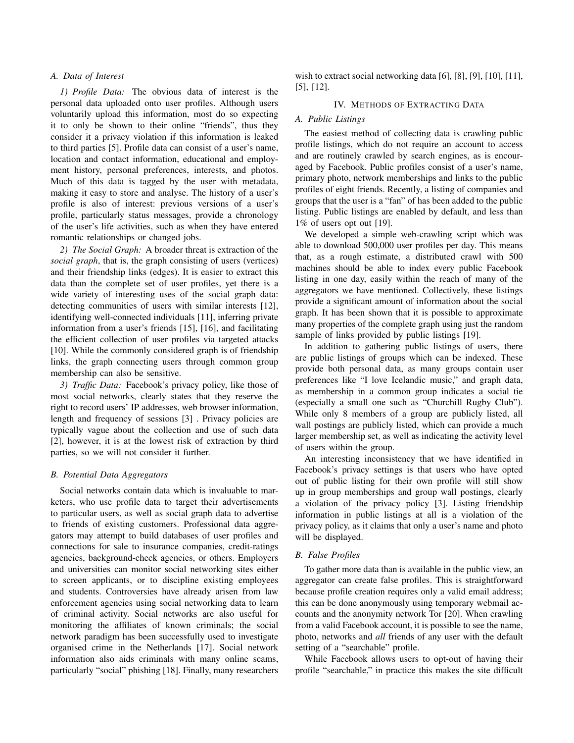### A. Data of Interest

*1) Profile Data:* The obvious data of interest is the personal data uploaded onto user profiles. Although users voluntarily upload this information, most do so expecting it to only be shown to their online "friends", thus they consider it a privacy violation if this information is leaked to third parties [5]. Profile data can consist of a user's name, location and contact information, educational and employment history, personal preferences, interests, and photos. Much of this data is tagged by the user with metadata, making it easy to store and analyse. The history of a user's profile is also of interest: previous versions of a user's profile, particularly status messages, provide a chronology of the user's life activities, such as when they have entered romantic relationships or changed jobs.

*2) The Social Graph:* A broader threat is extraction of the *social graph*, that is, the graph consisting of users (vertices) and their friendship links (edges). It is easier to extract this data than the complete set of user profiles, yet there is a wide variety of interesting uses of the social graph data: detecting communities of users with similar interests [12], identifying well-connected individuals [11], inferring private information from a user's friends [15], [16], and facilitating the efficient collection of user profiles via targeted attacks [10]. While the commonly considered graph is of friendship links, the graph connecting users through common group membership can also be sensitive.

*3) Traffic Data:* Facebook's privacy policy, like those of most social networks, clearly states that they reserve the right to record users' IP addresses, web browser information, length and frequency of sessions [3] . Privacy policies are typically vague about the collection and use of such data [2], however, it is at the lowest risk of extraction by third parties, so we will not consider it further.

### B. Potential Data Aggregators

Social networks contain data which is invaluable to marketers, who use profile data to target their advertisements to particular users, as well as social graph data to advertise to friends of existing customers. Professional data aggregators may attempt to build databases of user profiles and connections for sale to insurance companies, credit-ratings agencies, background-check agencies, or others. Employers and universities can monitor social networking sites either to screen applicants, or to discipline existing employees and students. Controversies have already arisen from law enforcement agencies using social networking data to learn of criminal activity. Social networks are also useful for monitoring the affiliates of known criminals; the social network paradigm has been successfully used to investigate organised crime in the Netherlands [17]. Social network information also aids criminals with many online scams, particularly "social" phishing [18]. Finally, many researchers wish to extract social networking data [6], [8], [9], [10], [11], [5], [12].

## IV. Methods of Extracting Data

### A. Public Listings

The easiest method of collecting data is crawling public profile listings, which do not require an account to access and are routinely crawled by search engines, as is encouraged by Facebook. Public profiles consist of a user's name, primary photo, network memberships and links to the public profiles of eight friends. Recently, a listing of companies and groups that the user is a "fan" of has been added to the public listing. Public listings are enabled by default, and less than 1% of users opt out [19].

We developed a simple web-crawling script which was able to download 500,000 user profiles per day. This means that, as a rough estimate, a distributed crawl with 500 machines should be able to index every public Facebook listing in one day, easily within the reach of many of the aggregators we have mentioned. Collectively, these listings provide a significant amount of information about the social graph. It has been shown that it is possible to approximate many properties of the complete graph using just the random sample of links provided by public listings [19].

In addition to gathering public listings of users, there are public listings of groups which can be indexed. These provide both personal data, as many groups contain user preferences like "I love Icelandic music," and graph data, as membership in a common group indicates a social tie (especially a small one such as "Churchill Rugby Club"). While only 8 members of a group are publicly listed, all wall postings are publicly listed, which can provide a much larger membership set, as well as indicating the activity level of users within the group.

An interesting inconsistency that we have identified in Facebook's privacy settings is that users who have opted out of public listing for their own profile will still show up in group memberships and group wall postings, clearly a violation of the privacy policy [3]. Listing friendship information in public listings at all is a violation of the privacy policy, as it claims that only a user's name and photo will be displayed.

### B. False Profiles

To gather more data than is available in the public view, an aggregator can create false profiles. This is straightforward because profile creation requires only a valid email address; this can be done anonymously using temporary webmail accounts and the anonymity network Tor [20]. When crawling from a valid Facebook account, it is possible to see the name, photo, networks and *all* friends of any user with the default setting of a "searchable" profile.

While Facebook allows users to opt-out of having their profile "searchable," in practice this makes the site difficult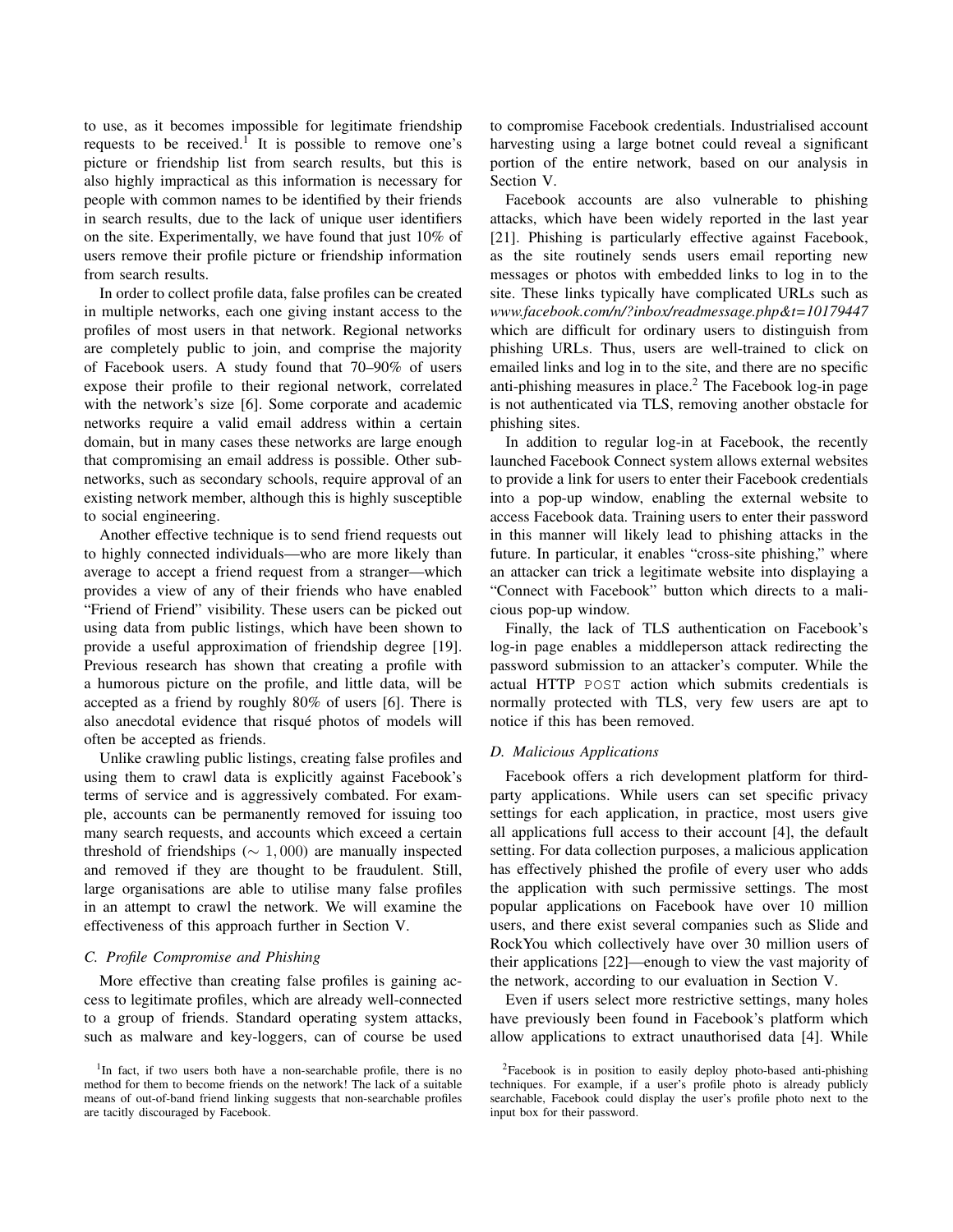to use, as it becomes impossible for legitimate friendship requests to be received.[1] It is possible to remove one's picture or friendship list from search results, but this is also highly impractical as this information is necessary for people with common names to be identified by their friends in search results, due to the lack of unique user identifiers on the site. Experimentally, we have found that just 10% of users remove their profile picture or friendship information from search results.

In order to collect profile data, false profiles can be created in multiple networks, each one giving instant access to the profiles of most users in that network. Regional networks are completely public to join, and comprise the majority of Facebook users. A study found that 70–90% of users expose their profile to their regional network, correlated with the network's size [6]. Some corporate and academic networks require a valid email address within a certain domain, but in many cases these networks are large enough that compromising an email address is possible. Other sub-networks, such as secondary schools, require approval of an existing network member, although this is highly susceptible to social engineering.

Another effective technique is to send friend requests out to highly connected individuals—who are more likely than average to accept a friend request from a stranger—which provides a view of any of their friends who have enabled "Friend of Friend" visibility. These users can be picked out using data from public listings, which have been shown to provide a useful approximation of friendship degree [19]. Previous research has shown that creating a profile with a humorous picture on the profile, and little data, will be accepted as a friend by roughly 80% of users [6]. There is also anecdotal evidence that risqué photos of models will often be accepted as friends.

Unlike crawling public listings, creating false profiles and using them to crawl data is explicitly against Facebook's terms of service and is aggressively combated. For example, accounts can be permanently removed for issuing too many search requests, and accounts which exceed a certain threshold of friendships ($\sim 1,000$) are manually inspected and removed if they are thought to be fraudulent. Still, large organisations are able to utilise many false profiles in an attempt to crawl the network. We will examine the effectiveness of this approach further in Section V.

### C. Profile Compromise and Phishing

More effective than creating false profiles is gaining access to legitimate profiles, which are already well-connected to a group of friends. Standard operating system attacks, such as malware and key-loggers, can of course be used to compromise Facebook credentials. Industrialised account harvesting using a large botnet could reveal a significant portion of the entire network, based on our analysis in Section V.

Facebook accounts are also vulnerable to phishing attacks, which have been widely reported in the last year [21]. Phishing is particularly effective against Facebook, as the site routinely sends users email reporting new messages or photos with embedded links to log in to the site. These links typically have complicated URLs such as *www.facebook.com/n/?inbox/readmessage.php&t=10179447* which are difficult for ordinary users to distinguish from phishing URLs. Thus, users are well-trained to click on emailed links and log in to the site, and there are no specific anti-phishing measures in place.[2] The Facebook log-in page is not authenticated via TLS, removing another obstacle for phishing sites.

In addition to regular log-in at Facebook, the recently launched Facebook Connect system allows external websites to provide a link for users to enter their Facebook credentials into a pop-up window, enabling the external website to access Facebook data. Training users to enter their password in this manner will likely lead to phishing attacks in the future. In particular, it enables "cross-site phishing," where an attacker can trick a legitimate website into displaying a "Connect with Facebook" button which directs to a malicious pop-up window.

Finally, the lack of TLS authentication on Facebook's log-in page enables a middleperson attack redirecting the password submission to an attacker's computer. While the actual HTTP `POST` action which submits credentials is normally protected with TLS, very few users are apt to notice if this has been removed.

### D. Malicious Applications

Facebook offers a rich development platform for third-party applications. While users can set specific privacy settings for each application, in practice, most users give all applications full access to their account [4], the default setting. For data collection purposes, a malicious application has effectively phished the profile of every user who adds the application with such permissive settings. The most popular applications on Facebook have over 10 million users, and there exist several companies such as Slide and RockYou which collectively have over 30 million users of their applications [22]—enough to view the vast majority of the network, according to our evaluation in Section V.

Even if users select more restrictive settings, many holes have previously been found in Facebook's platform which allow applications to extract unauthorised data [4]. While

[1] In fact, if two users both have a non-searchable profile, there is no method for them to become friends on the network! The lack of a suitable means of out-of-band friend linking suggests that non-searchable profiles are tacitly discouraged by Facebook.

[2] Facebook is in position to easily deploy photo-based anti-phishing techniques. For example, if a user's profile photo is already publicly searchable, Facebook could display the user's profile photo next to the input box for their password.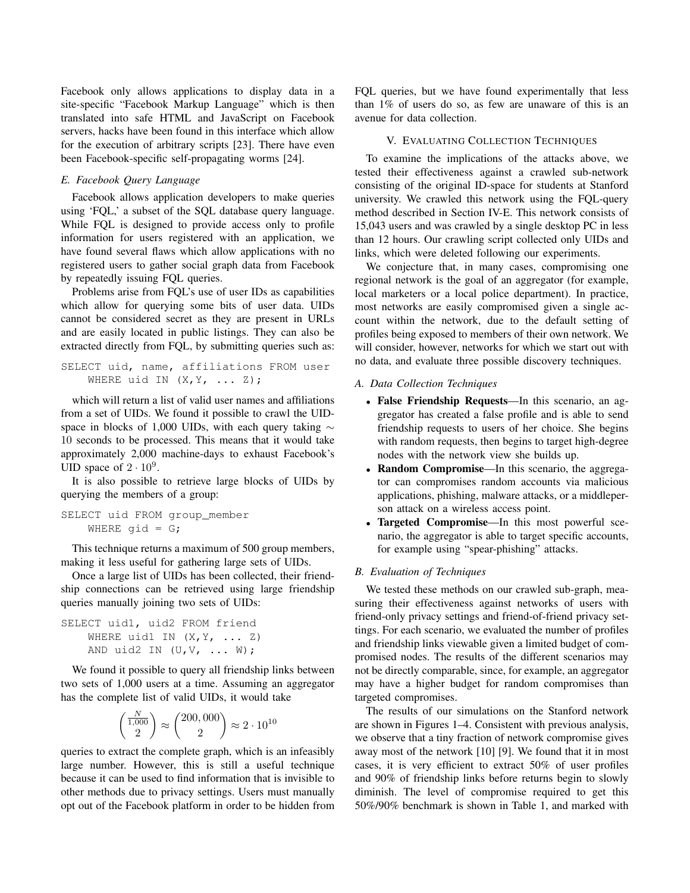Facebook only allows applications to display data in a site-specific "Facebook Markup Language" which is then translated into safe HTML and JavaScript on Facebook servers, hacks have been found in this interface which allow for the execution of arbitrary scripts [23]. There have even been Facebook-specific self-propagating worms [24].

### *E. Facebook Query Language*

Facebook allows application developers to make queries using 'FQL,' a subset of the SQL database query language. While FQL is designed to provide access only to profile information for users registered with an application, we have found several flaws which allow applications with no registered users to gather social graph data from Facebook by repeatedly issuing FQL queries.

Problems arise from FQL's use of user IDs as capabilities which allow for querying some bits of user data. UIDs cannot be considered secret as they are present in URLs and are easily located in public listings. They can also be extracted directly from FQL, by submitting queries such as:

```
SELECT uid, name, affiliations FROM user
    WHERE uid IN (X,Y, ... Z);
```

which will return a list of valid user names and affiliations from a set of UIDs. We found it possible to crawl the UID-space in blocks of 1,000 UIDs, with each query taking $\sim 10$ seconds to be processed. This means that it would take approximately 2,000 machine-days to exhaust Facebook's UID space of $2 \cdot 10^9$.

It is also possible to retrieve large blocks of UIDs by querying the members of a group:

```
SELECT uid FROM group_member
    WHERE gid = G;
```

This technique returns a maximum of 500 group members, making it less useful for gathering large sets of UIDs.

Once a large list of UIDs has been collected, their friendship connections can be retrieved using large friendship queries manually joining two sets of UIDs:

```
SELECT uid1, uid2 FROM friend
    WHERE uid1 IN (X,Y, ... Z)
    AND uid2 IN (U,V, ... W);
```

We found it possible to query all friendship links between two sets of 1,000 users at a time. Assuming an aggregator has the complete list of valid UIDs, it would take

$$\binom{\frac{N}{1,000}}{2} \approx \binom{200,000}{2} \approx 2 \cdot 10^{10}$$

queries to extract the complete graph, which is an infeasibly large number. However, this is still a useful technique because it can be used to find information that is invisible to other methods due to privacy settings. Users must manually opt out of the Facebook platform in order to be hidden from FQL queries, but we have found experimentally that less than 1% of users do so, as few are unaware of this is an avenue for data collection.

## V. Evaluating Collection Techniques

To examine the implications of the attacks above, we tested their effectiveness against a crawled sub-network consisting of the original ID-space for students at Stanford university. We crawled this network using the FQL-query method described in Section IV-E. This network consists of 15,043 users and was crawled by a single desktop PC in less than 12 hours. Our crawling script collected only UIDs and links, which were deleted following our experiments.

We conjecture that, in many cases, compromising one regional network is the goal of an aggregator (for example, local marketers or a local police department). In practice, most networks are easily compromised given a single account within the network, due to the default setting of profiles being exposed to members of their own network. We will consider, however, networks for which we start out with no data, and evaluate three possible discovery techniques.

### *A. Data Collection Techniques*

- **False Friendship Requests**—In this scenario, an aggregator has created a false profile and is able to send friendship requests to users of her choice. She begins with random requests, then begins to target high-degree nodes with the network view she builds up.
- **Random Compromise**—In this scenario, the aggregator can compromises random accounts via malicious applications, phishing, malware attacks, or a middleperson attack on a wireless access point.
- **Targeted Compromise**—In this most powerful scenario, the aggregator is able to target specific accounts, for example using "spear-phishing" attacks.

### *B. Evaluation of Techniques*

We tested these methods on our crawled sub-graph, measuring their effectiveness against networks of users with friend-only privacy settings and friend-of-friend privacy settings. For each scenario, we evaluated the number of profiles and friendship links viewable given a limited budget of compromised nodes. The results of the different scenarios may not be directly comparable, since, for example, an aggregator may have a higher budget for random compromises than targeted compromises.

The results of our simulations on the Stanford network are shown in Figures 1–4. Consistent with previous analysis, we observe that a tiny fraction of network compromise gives away most of the network [10] [9]. We found that it in most cases, it is very efficient to extract 50% of user profiles and 90% of friendship links before returns begin to slowly diminish. The level of compromise required to get this 50%/90% benchmark is shown in Table 1, and marked with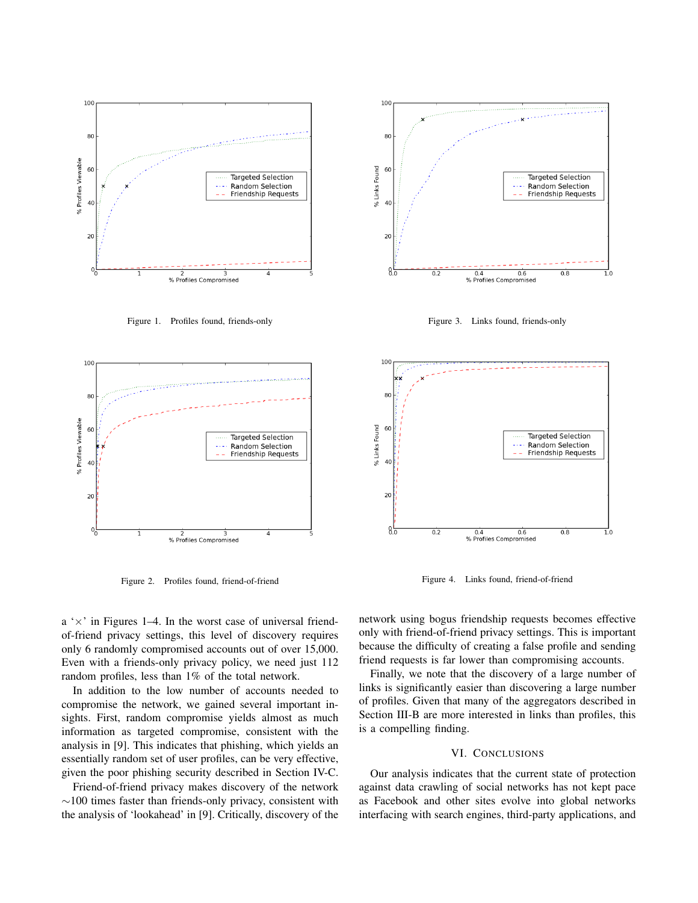100
80
60
40
20
0
% Profiles Viewable
0
1
2
3
4
5
% Profiles Compromised
Targeted Selection
Random Selection
Friendship Requests

Figure 1. Profiles found, friends-only

100
80
60
40
20
0
% Links Found
0.0
0.2
0.4
0.6
0.8
1.0
% Profiles Compromised
Targeted Selection
Random Selection
Friendship Requests

Figure 3. Links found, friends-only

100
80
60
40
20
0
% Profiles Viewable
0
1
2
3
4
5
% Profiles Compromised
Targeted Selection
Random Selection
Friendship Requests

Figure 2. Profiles found, friend-of-friend

100
80
60
40
20
0
% Links Found
0.0
0.2
0.4
0.6
0.8
1.0
% Profiles Compromised
Targeted Selection
Random Selection
Friendship Requests

Figure 4. Links found, friend-of-friend

a '×' in Figures 1–4. In the worst case of universal friend-of-friend privacy settings, this level of discovery requires only 6 randomly compromised accounts out of over 15,000. Even with a friends-only privacy policy, we need just 112 random profiles, less than 1% of the total network.

In addition to the low number of accounts needed to compromise the network, we gained several important insights. First, random compromise yields almost as much information as targeted compromise, consistent with the analysis in [9]. This indicates that phishing, which yields an essentially random set of user profiles, can be very effective, given the poor phishing security described in Section IV-C.

Friend-of-friend privacy makes discovery of the network ∼100 times faster than friends-only privacy, consistent with the analysis of 'lookahead' in [9]. Critically, discovery of the network using bogus friendship requests becomes effective only with friend-of-friend privacy settings. This is important because the difficulty of creating a false profile and sending friend requests is far lower than compromising accounts.

Finally, we note that the discovery of a large number of links is significantly easier than discovering a large number of profiles. Given that many of the aggregators described in Section III-B are more interested in links than profiles, this is a compelling finding.

## VI. Conclusions

Our analysis indicates that the current state of protection against data crawling of social networks has not kept pace as Facebook and other sites evolve into global networks interfacing with search engines, third-party applications, and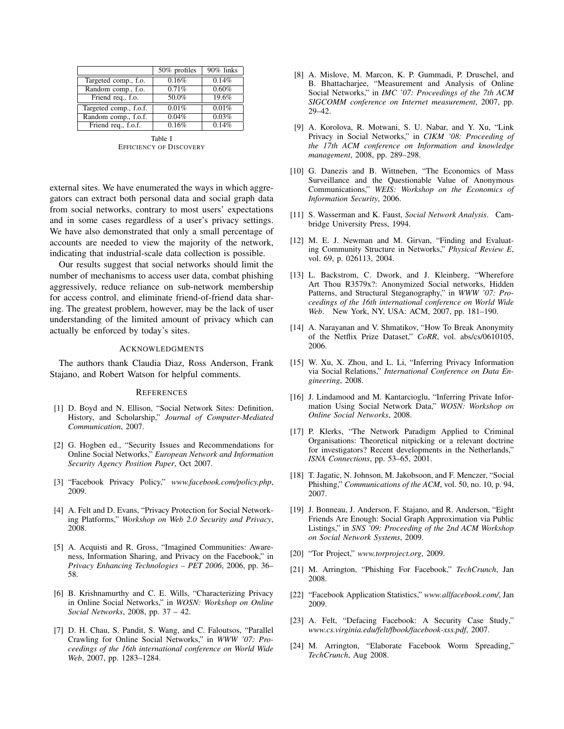| | 50% profiles | 90% links |
|---|---|---|
| Targeted comp., f.o. | 0.16% | 0.14% |
| Random comp., f.o. | 0.71% | 0.60% |
| Friend req., f.o. | 50.0% | 19.6% |
| Targeted comp., f.o.f. | 0.01% | 0.01% |
| Random comp., f.o.f. | 0.04% | 0.03% |
| Friend req., f.o.f. | 0.16% | 0.14% |

Table I
EFFICIENCY OF DISCOVERY

external sites. We have enumerated the ways in which aggregators can extract both personal data and social graph data from social networks, contrary to most users' expectations and in some cases regardless of a user's privacy settings. We have also demonstrated that only a small percentage of accounts are needed to view the majority of the network, indicating that industrial-scale data collection is possible.

Our results suggest that social networks should limit the number of mechanisms to access user data, combat phishing aggressively, reduce reliance on sub-network membership for access control, and eliminate friend-of-friend data sharing. The greatest problem, however, may be the lack of user understanding of the limited amount of privacy which can actually be enforced by today's sites.

## ACKNOWLEDGMENTS

The authors thank Claudia Diaz, Ross Anderson, Frank Stajano, and Robert Watson for helpful comments.

## REFERENCES

[1] D. Boyd and N. Ellison, "Social Network Sites: Definition, History, and Scholarship," *Journal of Computer-Mediated Communication*, 2007.

[2] G. Hogben ed., "Security Issues and Recommendations for Online Social Networks," *European Network and Information Security Agency Position Paper*, Oct 2007.

[3] "Facebook Privacy Policy," *www.facebook.com/policy.php*, 2009.

[4] A. Felt and D. Evans, "Privacy Protection for Social Networking Platforms," *Workshop on Web 2.0 Security and Privacy*, 2008.

[5] A. Acquisti and R. Gross, "Imagined Communities: Awareness, Information Sharing, and Privacy on the Facebook," in *Privacy Enhancing Technologies – PET 2006*, 2006, pp. 36–58.

[6] B. Krishnamurthy and C. E. Wills, "Characterizing Privacy in Online Social Networks," in *WOSN: Workshop on Online Social Networks*, 2008, pp. 37 – 42.

[7] D. H. Chau, S. Pandit, S. Wang, and C. Faloutsos, "Parallel Crawling for Online Social Networks," in *WWW '07: Proceedings of the 16th international conference on World Wide Web*, 2007, pp. 1283–1284.

[8] A. Mislove, M. Marcon, K. P. Gummadi, P. Druschel, and B. Bhattacharjee, "Measurement and Analysis of Online Social Networks," in *IMC '07: Proceedings of the 7th ACM SIGCOMM conference on Internet measurement*, 2007, pp. 29–42.

[9] A. Korolova, R. Motwani, S. U. Nabar, and Y. Xu, "Link Privacy in Social Networks," in *CIKM '08: Proceeding of the 17th ACM conference on Information and knowledge management*, 2008, pp. 289–298.

[10] G. Danezis and B. Wittneben, "The Economics of Mass Surveillance and the Questionable Value of Anonymous Communications," *WEIS: Workshop on the Economics of Information Security*, 2006.

[11] S. Wasserman and K. Faust, *Social Network Analysis*. Cambridge University Press, 1994.

[12] M. E. J. Newman and M. Girvan, "Finding and Evaluating Community Structure in Networks," *Physical Review E*, vol. 69, p. 026113, 2004.

[13] L. Backstrom, C. Dwork, and J. Kleinberg, "Wherefore Art Thou R3579x?: Anonymized Social networks, Hidden Patterns, and Structural Steganography," in *WWW '07: Proceedings of the 16th international conference on World Wide Web*. New York, NY, USA: ACM, 2007, pp. 181–190.

[14] A. Narayanan and V. Shmatikov, "How To Break Anonymity of the Netflix Prize Dataset," *CoRR*, vol. abs/cs/0610105, 2006.

[15] W. Xu, X. Zhou, and L. Li, "Inferring Privacy Information via Social Relations," *International Conference on Data Engineering*, 2008.

[16] J. Lindamood and M. Kantarcioglu, "Inferring Private Information Using Social Network Data," *WOSN: Workshop on Online Social Networks*, 2008.

[17] P. Klerks, "The Network Paradigm Applied to Criminal Organisations: Theoretical nitpicking or a relevant doctrine for investigators? Recent developments in the Netherlands," *ISNA Connections*, pp. 53–65, 2001.

[18] T. Jagatic, N. Johnson, M. Jakobsoon, and F. Menczer, "Social Phishing," *Communications of the ACM*, vol. 50, no. 10, p. 94, 2007.

[19] J. Bonneau, J. Anderson, F. Stajano, and R. Anderson, "Eight Friends Are Enough: Social Graph Approximation via Public Listings," in *SNS '09: Proceeding of the 2nd ACM Workshop on Social Network Systems*, 2009.

[20] "Tor Project," *www.torproject.org*, 2009.

[21] M. Arrington, "Phishing For Facebook," *TechCrunch*, Jan 2008.

[22] "Facebook Application Statistics," *www.allfacebook.com/*, Jan 2009.

[23] A. Felt, "Defacing Facebook: A Security Case Study," *www.cs.virginia.edu/felt/fbook/facebook-xss.pdf*, 2007.

[24] M. Arrington, "Elaborate Facebook Worm Spreading," *TechCrunch*, Aug 2008.